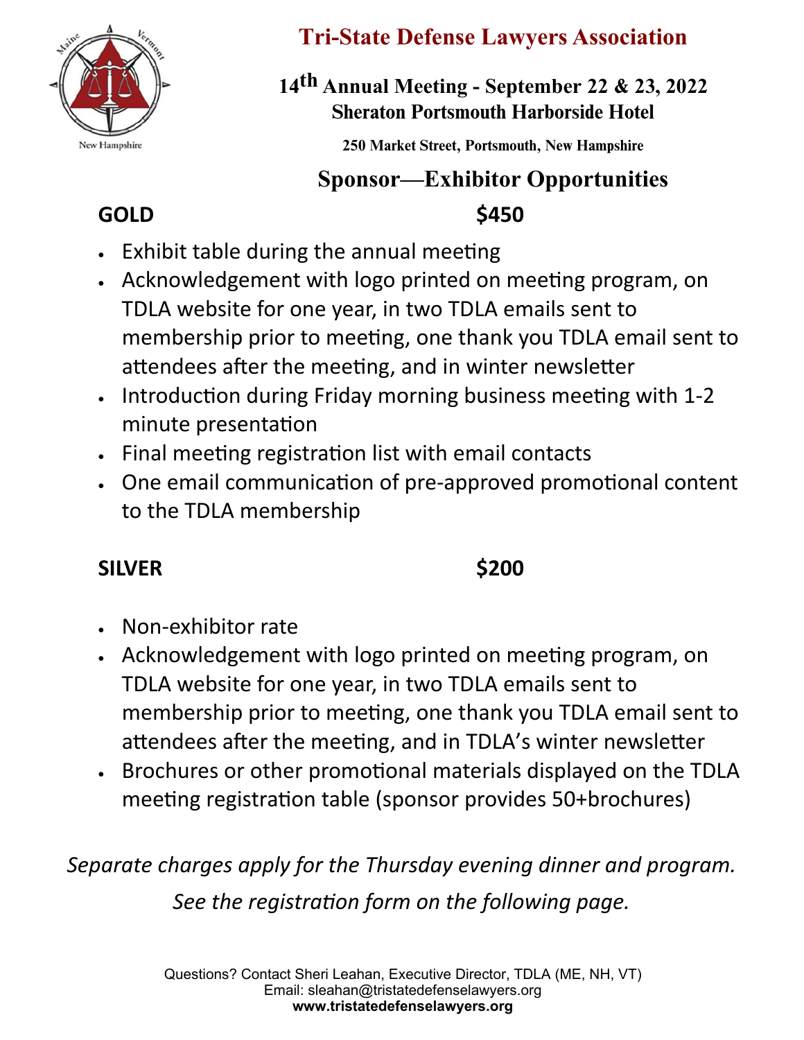# Tri-State Defense Lawyers Association

## 14th Annual Meeting - September 22 & 23, 2022
## Sheraton Portsmouth Harborside Hotel

**250 Market Street, Portsmouth, New Hampshire**

## Sponsor—Exhibitor Opportunities

### GOLD — $450

- Exhibit table during the annual meeting
- Acknowledgement with logo printed on meeting program, on TDLA website for one year, in two TDLA emails sent to membership prior to meeting, one thank you TDLA email sent to attendees after the meeting, and in winter newsletter
- Introduction during Friday morning business meeting with 1-2 minute presentation
- Final meeting registration list with email contacts
- One email communication of pre-approved promotional content to the TDLA membership

### SILVER — $200

- Non-exhibitor rate
- Acknowledgement with logo printed on meeting program, on TDLA website for one year, in two TDLA emails sent to membership prior to meeting, one thank you TDLA email sent to attendees after the meeting, and in TDLA's winter newsletter
- Brochures or other promotional materials displayed on the TDLA meeting registration table (sponsor provides 50+brochures)

*Separate charges apply for the Thursday evening dinner and program.*

*See the registration form on the following page.*

Questions? Contact Sheri Leahan, Executive Director, TDLA (ME, NH, VT)
Email: sleahan@tristatedefenselawyers.org
**www.tristatedefenselawyers.org**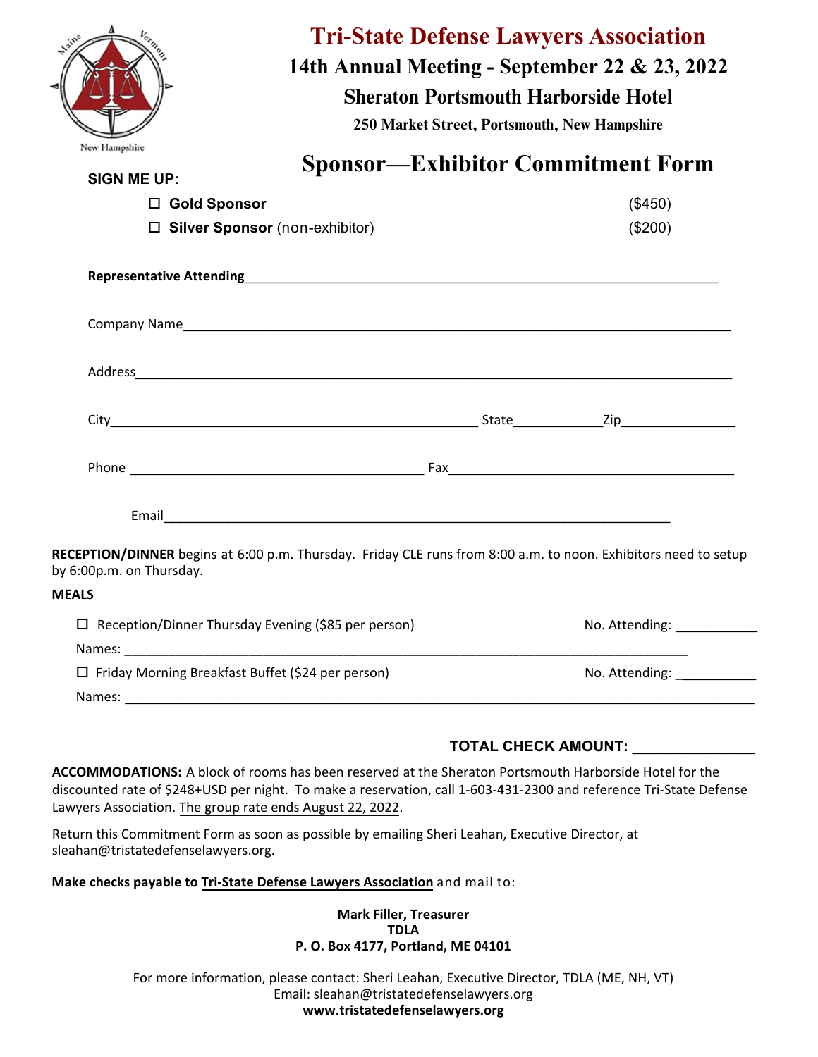# Tri-State Defense Lawyers Association

## 14th Annual Meeting - September 22 & 23, 2022

### Sheraton Portsmouth Harborside Hotel

250 Market Street, Portsmouth, New Hampshire

## Sponsor—Exhibitor Commitment Form

**SIGN ME UP:**

- ☐ **Gold Sponsor** ($450)
- ☐ **Silver Sponsor** (non-exhibitor) ($200)

**Representative Attending**\_\_\_\_\_\_\_\_\_\_\_\_\_\_\_\_\_\_\_\_\_\_\_\_\_\_\_\_\_\_\_\_\_\_\_\_\_\_\_\_

Company Name\_\_\_\_\_\_\_\_\_\_\_\_\_\_\_\_\_\_\_\_\_\_\_\_\_\_\_\_\_\_\_\_\_\_\_\_\_\_\_\_

Address\_\_\_\_\_\_\_\_\_\_\_\_\_\_\_\_\_\_\_\_\_\_\_\_\_\_\_\_\_\_\_\_\_\_\_\_\_\_\_\_

City\_\_\_\_\_\_\_\_\_\_\_\_\_\_\_\_\_\_\_\_\_\_\_\_ State\_\_\_\_\_\_\_\_ Zip\_\_\_\_\_\_\_\_\_\_

Phone \_\_\_\_\_\_\_\_\_\_\_\_\_\_\_\_\_\_\_\_\_\_\_\_ Fax\_\_\_\_\_\_\_\_\_\_\_\_\_\_\_\_\_\_\_\_\_\_\_\_

Email\_\_\_\_\_\_\_\_\_\_\_\_\_\_\_\_\_\_\_\_\_\_\_\_\_\_\_\_\_\_\_\_\_\_\_\_\_\_\_\_

**RECEPTION/DINNER** begins at 6:00 p.m. Thursday. Friday CLE runs from 8:00 a.m. to noon. Exhibitors need to setup by 6:00p.m. on Thursday.

**MEALS**

☐ Reception/Dinner Thursday Evening ($85 per person) No. Attending: \_\_\_\_\_\_\_\_\_\_

Names: \_\_\_\_\_\_\_\_\_\_\_\_\_\_\_\_\_\_\_\_\_\_\_\_\_\_\_\_\_\_\_\_\_\_\_\_\_\_\_\_

☐ Friday Morning Breakfast Buffet ($24 per person) No. Attending: \_\_\_\_\_\_\_\_\_\_

Names: \_\_\_\_\_\_\_\_\_\_\_\_\_\_\_\_\_\_\_\_\_\_\_\_\_\_\_\_\_\_\_\_\_\_\_\_\_\_\_\_

**TOTAL CHECK AMOUNT:** \_\_\_\_\_\_\_\_\_\_\_\_\_\_

**ACCOMMODATIONS:** A block of rooms has been reserved at the Sheraton Portsmouth Harborside Hotel for the discounted rate of $248+USD per night. To make a reservation, call 1-603-431-2300 and reference Tri-State Defense Lawyers Association. The group rate ends August 22, 2022.

Return this Commitment Form as soon as possible by emailing Sheri Leahan, Executive Director, at sleahan@tristatedefenselawyers.org.

**Make checks payable to Tri-State Defense Lawyers Association** and mail to:

**Mark Filler, Treasurer**
**TDLA**
**P. O. Box 4177, Portland, ME 04101**

For more information, please contact: Sheri Leahan, Executive Director, TDLA (ME, NH, VT)
Email: sleahan@tristatedefenselawyers.org
**www.tristatedefenselawyers.org**